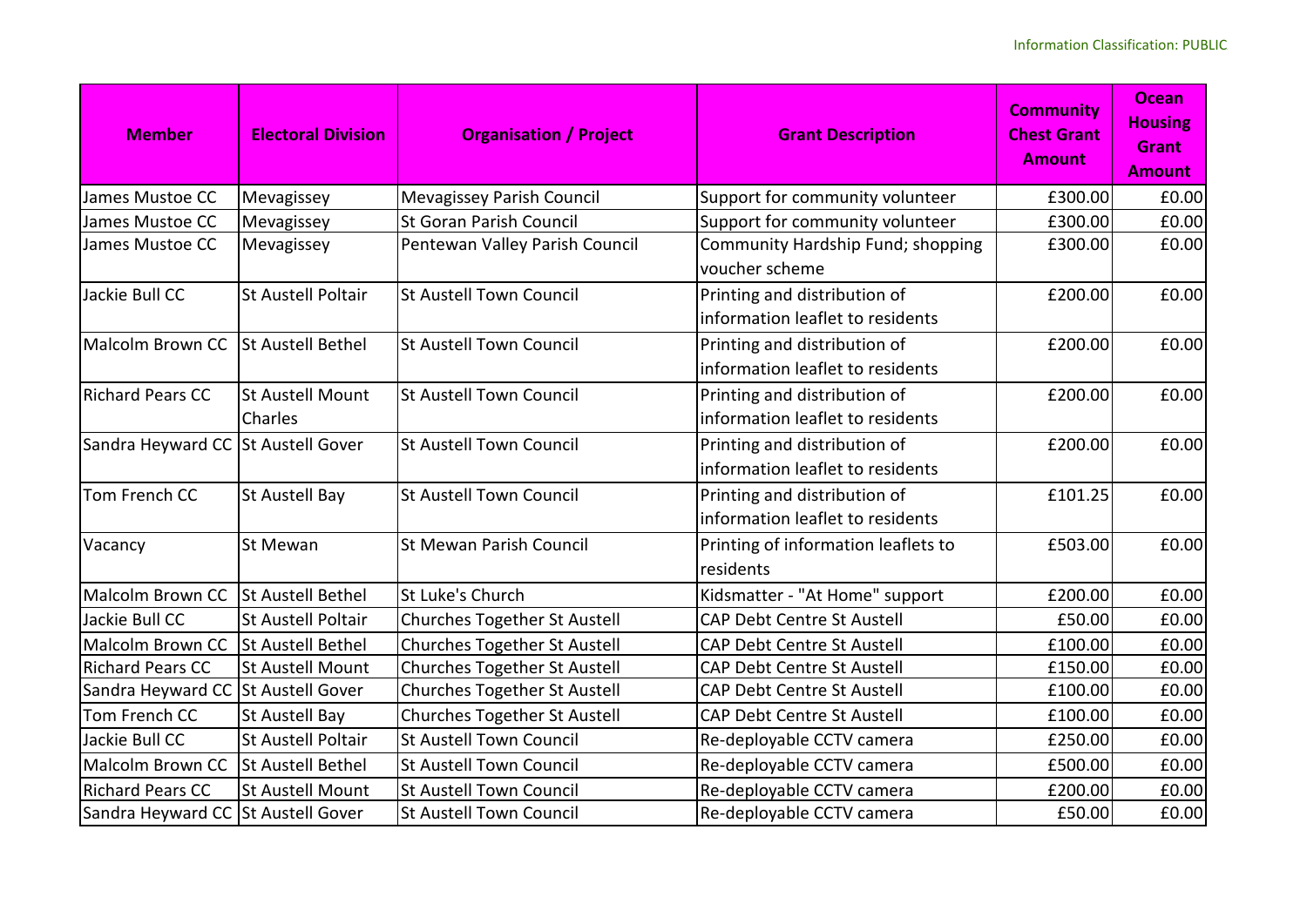| Member | Electoral Division | Organisation / Project | Grant Description | Community Chest Grant Amount | Ocean Housing Grant Amount |
|---|---|---|---|---|---|
| James Mustoe CC | Mevagissey | Mevagissey Parish Council | Support for community volunteer | £300.00 | £0.00 |
| James Mustoe CC | Mevagissey | St Goran Parish Council | Support for community volunteer | £300.00 | £0.00 |
| James Mustoe CC | Mevagissey | Pentewan Valley Parish Council | Community Hardship Fund; shopping voucher scheme | £300.00 | £0.00 |
| Jackie Bull CC | St Austell Poltair | St Austell Town Council | Printing and distribution of information leaflet to residents | £200.00 | £0.00 |
| Malcolm Brown CC | St Austell Bethel | St Austell Town Council | Printing and distribution of information leaflet to residents | £200.00 | £0.00 |
| Richard Pears CC | St Austell Mount Charles | St Austell Town Council | Printing and distribution of information leaflet to residents | £200.00 | £0.00 |
| Sandra Heyward CC | St Austell Gover | St Austell Town Council | Printing and distribution of information leaflet to residents | £200.00 | £0.00 |
| Tom French CC | St Austell Bay | St Austell Town Council | Printing and distribution of information leaflet to residents | £101.25 | £0.00 |
| Vacancy | St Mewan | St Mewan Parish Council | Printing of information leaflets to residents | £503.00 | £0.00 |
| Malcolm Brown CC | St Austell Bethel | St Luke's Church | Kidsmatter - "At Home" support | £200.00 | £0.00 |
| Jackie Bull CC | St Austell Poltair | Churches Together St Austell | CAP Debt Centre St Austell | £50.00 | £0.00 |
| Malcolm Brown CC | St Austell Bethel | Churches Together St Austell | CAP Debt Centre St Austell | £100.00 | £0.00 |
| Richard Pears CC | St Austell Mount | Churches Together St Austell | CAP Debt Centre St Austell | £150.00 | £0.00 |
| Sandra Heyward CC | St Austell Gover | Churches Together St Austell | CAP Debt Centre St Austell | £100.00 | £0.00 |
| Tom French CC | St Austell Bay | Churches Together St Austell | CAP Debt Centre St Austell | £100.00 | £0.00 |
| Jackie Bull CC | St Austell Poltair | St Austell Town Council | Re-deployable CCTV camera | £250.00 | £0.00 |
| Malcolm Brown CC | St Austell Bethel | St Austell Town Council | Re-deployable CCTV camera | £500.00 | £0.00 |
| Richard Pears CC | St Austell Mount | St Austell Town Council | Re-deployable CCTV camera | £200.00 | £0.00 |
| Sandra Heyward CC | St Austell Gover | St Austell Town Council | Re-deployable CCTV camera | £50.00 | £0.00 |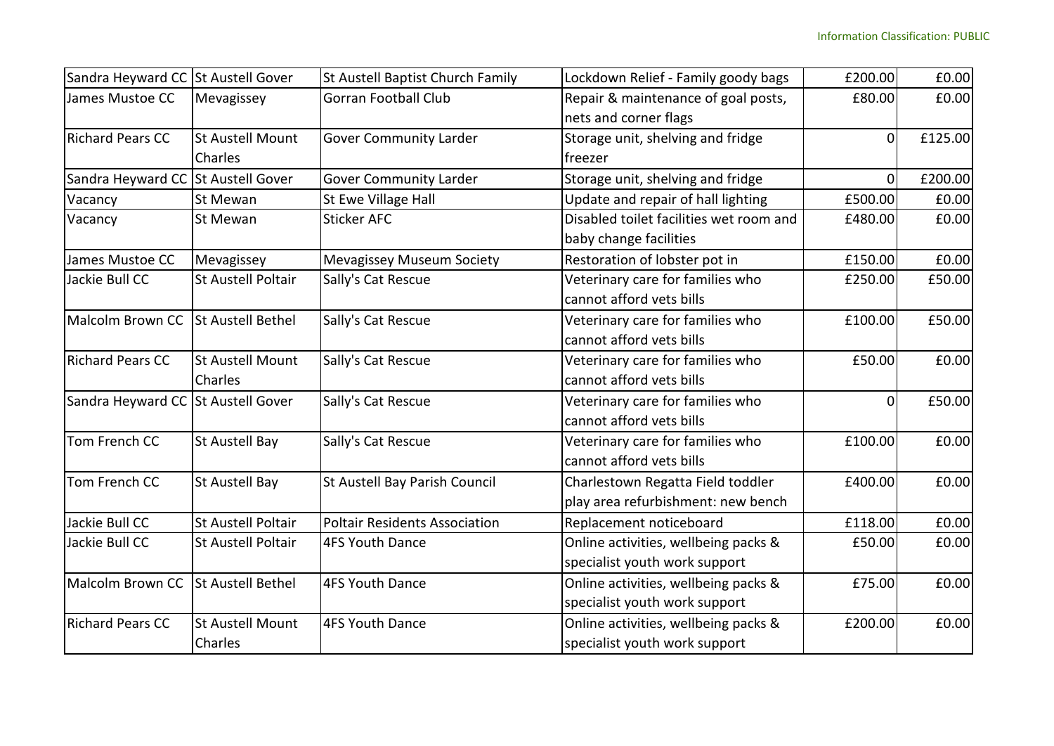| | | | | | |
|---|---|---|---|---|---|
| Sandra Heyward CC | St Austell Gover | St Austell Baptist Church Family | Lockdown Relief - Family goody bags | £200.00 | £0.00 |
| James Mustoe CC | Mevagissey | Gorran Football Club | Repair & maintenance of goal posts, nets and corner flags | £80.00 | £0.00 |
| Richard Pears CC | St Austell Mount Charles | Gover Community Larder | Storage unit, shelving and fridge freezer | 0 | £125.00 |
| Sandra Heyward CC | St Austell Gover | Gover Community Larder | Storage unit, shelving and fridge | 0 | £200.00 |
| Vacancy | St Mewan | St Ewe Village Hall | Update and repair of hall lighting | £500.00 | £0.00 |
| Vacancy | St Mewan | Sticker AFC | Disabled toilet facilities wet room and baby change facilities | £480.00 | £0.00 |
| James Mustoe CC | Mevagissey | Mevagissey Museum Society | Restoration of lobster pot in | £150.00 | £0.00 |
| Jackie Bull CC | St Austell Poltair | Sally's Cat Rescue | Veterinary care for families who cannot afford vets bills | £250.00 | £50.00 |
| Malcolm Brown CC | St Austell Bethel | Sally's Cat Rescue | Veterinary care for families who cannot afford vets bills | £100.00 | £50.00 |
| Richard Pears CC | St Austell Mount Charles | Sally's Cat Rescue | Veterinary care for families who cannot afford vets bills | £50.00 | £0.00 |
| Sandra Heyward CC | St Austell Gover | Sally's Cat Rescue | Veterinary care for families who cannot afford vets bills | 0 | £50.00 |
| Tom French CC | St Austell Bay | Sally's Cat Rescue | Veterinary care for families who cannot afford vets bills | £100.00 | £0.00 |
| Tom French CC | St Austell Bay | St Austell Bay Parish Council | Charlestown Regatta Field toddler play area refurbishment: new bench | £400.00 | £0.00 |
| Jackie Bull CC | St Austell Poltair | Poltair Residents Association | Replacement noticeboard | £118.00 | £0.00 |
| Jackie Bull CC | St Austell Poltair | 4FS Youth Dance | Online activities, wellbeing packs & specialist youth work support | £50.00 | £0.00 |
| Malcolm Brown CC | St Austell Bethel | 4FS Youth Dance | Online activities, wellbeing packs & specialist youth work support | £75.00 | £0.00 |
| Richard Pears CC | St Austell Mount Charles | 4FS Youth Dance | Online activities, wellbeing packs & specialist youth work support | £200.00 | £0.00 |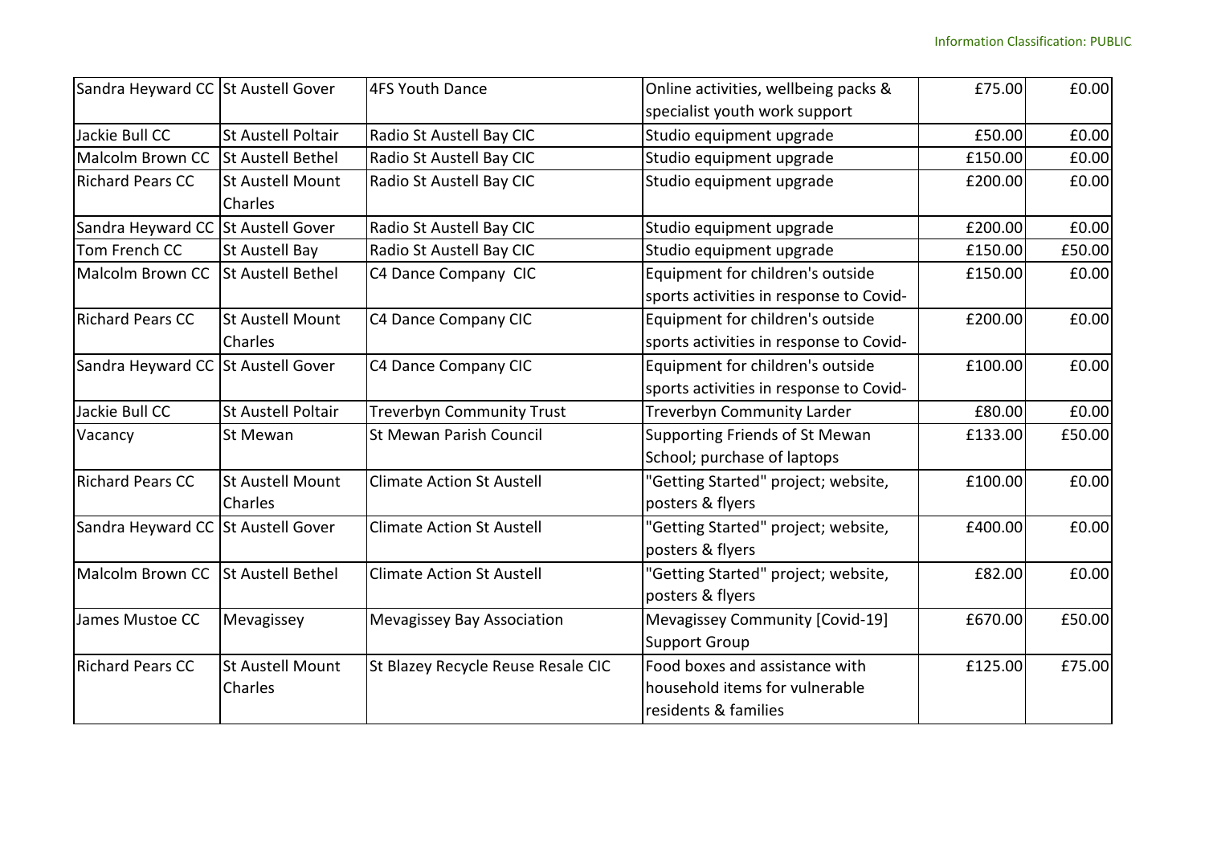| Sandra Heyward CC | St Austell Gover | 4FS Youth Dance | Online activities, wellbeing packs & specialist youth work support | £75.00 | £0.00 |
|---|---|---|---|---|---|
| Jackie Bull CC | St Austell Poltair | Radio St Austell Bay CIC | Studio equipment upgrade | £50.00 | £0.00 |
| Malcolm Brown CC | St Austell Bethel | Radio St Austell Bay CIC | Studio equipment upgrade | £150.00 | £0.00 |
| Richard Pears CC | St Austell Mount Charles | Radio St Austell Bay CIC | Studio equipment upgrade | £200.00 | £0.00 |
| Sandra Heyward CC | St Austell Gover | Radio St Austell Bay CIC | Studio equipment upgrade | £200.00 | £0.00 |
| Tom French CC | St Austell Bay | Radio St Austell Bay CIC | Studio equipment upgrade | £150.00 | £50.00 |
| Malcolm Brown CC | St Austell Bethel | C4 Dance Company CIC | Equipment for children's outside sports activities in response to Covid- | £150.00 | £0.00 |
| Richard Pears CC | St Austell Mount Charles | C4 Dance Company CIC | Equipment for children's outside sports activities in response to Covid- | £200.00 | £0.00 |
| Sandra Heyward CC | St Austell Gover | C4 Dance Company CIC | Equipment for children's outside sports activities in response to Covid- | £100.00 | £0.00 |
| Jackie Bull CC | St Austell Poltair | Treverbyn Community Trust | Treverbyn Community Larder | £80.00 | £0.00 |
| Vacancy | St Mewan | St Mewan Parish Council | Supporting Friends of St Mewan School; purchase of laptops | £133.00 | £50.00 |
| Richard Pears CC | St Austell Mount Charles | Climate Action St Austell | "Getting Started" project; website, posters & flyers | £100.00 | £0.00 |
| Sandra Heyward CC | St Austell Gover | Climate Action St Austell | "Getting Started" project; website, posters & flyers | £400.00 | £0.00 |
| Malcolm Brown CC | St Austell Bethel | Climate Action St Austell | "Getting Started" project; website, posters & flyers | £82.00 | £0.00 |
| James Mustoe CC | Mevagissey | Mevagissey Bay Association | Mevagissey Community [Covid-19] Support Group | £670.00 | £50.00 |
| Richard Pears CC | St Austell Mount Charles | St Blazey Recycle Reuse Resale CIC | Food boxes and assistance with household items for vulnerable residents & families | £125.00 | £75.00 |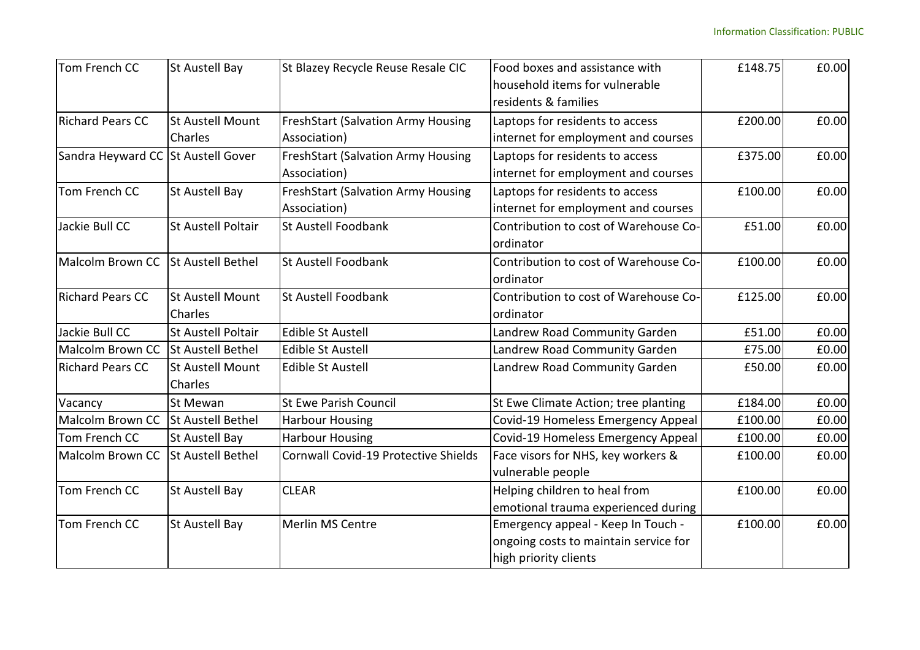| Tom French CC | St Austell Bay | St Blazey Recycle Reuse Resale CIC | Food boxes and assistance with household items for vulnerable residents & families | £148.75 | £0.00 |
|---|---|---|---|---|---|
| Richard Pears CC | St Austell Mount Charles | FreshStart (Salvation Army Housing Association) | Laptops for residents to access internet for employment and courses | £200.00 | £0.00 |
| Sandra Heyward CC | St Austell Gover | FreshStart (Salvation Army Housing Association) | Laptops for residents to access internet for employment and courses | £375.00 | £0.00 |
| Tom French CC | St Austell Bay | FreshStart (Salvation Army Housing Association) | Laptops for residents to access internet for employment and courses | £100.00 | £0.00 |
| Jackie Bull CC | St Austell Poltair | St Austell Foodbank | Contribution to cost of Warehouse Co-ordinator | £51.00 | £0.00 |
| Malcolm Brown CC | St Austell Bethel | St Austell Foodbank | Contribution to cost of Warehouse Co-ordinator | £100.00 | £0.00 |
| Richard Pears CC | St Austell Mount Charles | St Austell Foodbank | Contribution to cost of Warehouse Co-ordinator | £125.00 | £0.00 |
| Jackie Bull CC | St Austell Poltair | Edible St Austell | Landrew Road Community Garden | £51.00 | £0.00 |
| Malcolm Brown CC | St Austell Bethel | Edible St Austell | Landrew Road Community Garden | £75.00 | £0.00 |
| Richard Pears CC | St Austell Mount Charles | Edible St Austell | Landrew Road Community Garden | £50.00 | £0.00 |
| Vacancy | St Mewan | St Ewe Parish Council | St Ewe Climate Action; tree planting | £184.00 | £0.00 |
| Malcolm Brown CC | St Austell Bethel | Harbour Housing | Covid-19 Homeless Emergency Appeal | £100.00 | £0.00 |
| Tom French CC | St Austell Bay | Harbour Housing | Covid-19 Homeless Emergency Appeal | £100.00 | £0.00 |
| Malcolm Brown CC | St Austell Bethel | Cornwall Covid-19 Protective Shields | Face visors for NHS, key workers & vulnerable people | £100.00 | £0.00 |
| Tom French CC | St Austell Bay | CLEAR | Helping children to heal from emotional trauma experienced during | £100.00 | £0.00 |
| Tom French CC | St Austell Bay | Merlin MS Centre | Emergency appeal - Keep In Touch - ongoing costs to maintain service for high priority clients | £100.00 | £0.00 |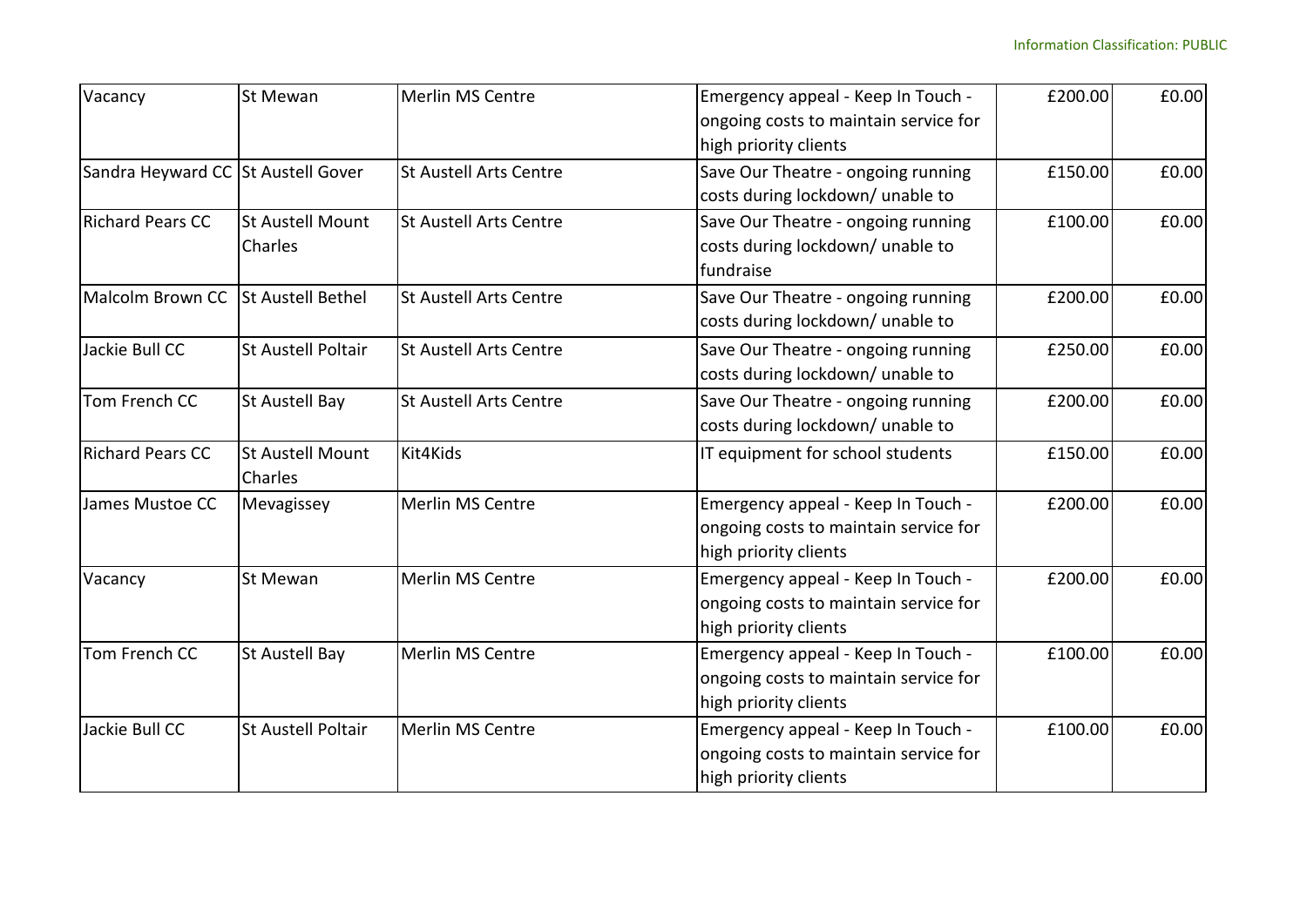| | | | | | |
|---|---|---|---|---|---|
| Vacancy | St Mewan | Merlin MS Centre | Emergency appeal - Keep In Touch - ongoing costs to maintain service for high priority clients | £200.00 | £0.00 |
| Sandra Heyward CC | St Austell Gover | St Austell Arts Centre | Save Our Theatre - ongoing running costs during lockdown/ unable to | £150.00 | £0.00 |
| Richard Pears CC | St Austell Mount Charles | St Austell Arts Centre | Save Our Theatre - ongoing running costs during lockdown/ unable to fundraise | £100.00 | £0.00 |
| Malcolm Brown CC | St Austell Bethel | St Austell Arts Centre | Save Our Theatre - ongoing running costs during lockdown/ unable to | £200.00 | £0.00 |
| Jackie Bull CC | St Austell Poltair | St Austell Arts Centre | Save Our Theatre - ongoing running costs during lockdown/ unable to | £250.00 | £0.00 |
| Tom French CC | St Austell Bay | St Austell Arts Centre | Save Our Theatre - ongoing running costs during lockdown/ unable to | £200.00 | £0.00 |
| Richard Pears CC | St Austell Mount Charles | Kit4Kids | IT equipment for school students | £150.00 | £0.00 |
| James Mustoe CC | Mevagissey | Merlin MS Centre | Emergency appeal - Keep In Touch - ongoing costs to maintain service for high priority clients | £200.00 | £0.00 |
| Vacancy | St Mewan | Merlin MS Centre | Emergency appeal - Keep In Touch - ongoing costs to maintain service for high priority clients | £200.00 | £0.00 |
| Tom French CC | St Austell Bay | Merlin MS Centre | Emergency appeal - Keep In Touch - ongoing costs to maintain service for high priority clients | £100.00 | £0.00 |
| Jackie Bull CC | St Austell Poltair | Merlin MS Centre | Emergency appeal - Keep In Touch - ongoing costs to maintain service for high priority clients | £100.00 | £0.00 |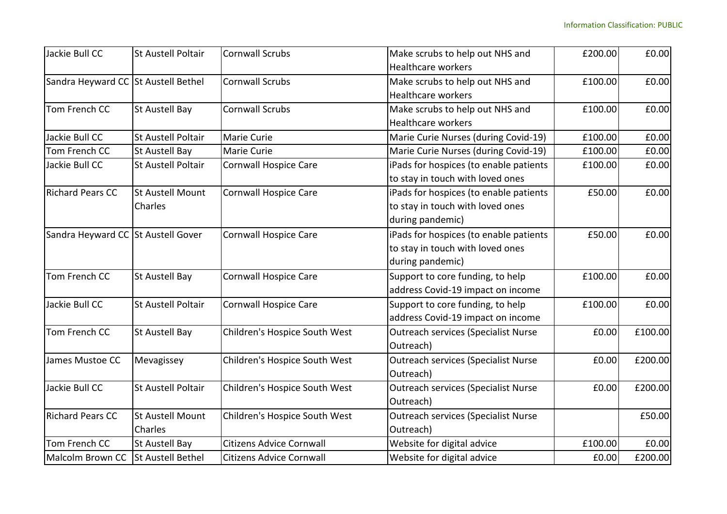| | | | | | |
|---|---|---|---|---|---|
| Jackie Bull CC | St Austell Poltair | Cornwall Scrubs | Make scrubs to help out NHS and Healthcare workers | £200.00 | £0.00 |
| Sandra Heyward CC | St Austell Bethel | Cornwall Scrubs | Make scrubs to help out NHS and Healthcare workers | £100.00 | £0.00 |
| Tom French CC | St Austell Bay | Cornwall Scrubs | Make scrubs to help out NHS and Healthcare workers | £100.00 | £0.00 |
| Jackie Bull CC | St Austell Poltair | Marie Curie | Marie Curie Nurses (during Covid-19) | £100.00 | £0.00 |
| Tom French CC | St Austell Bay | Marie Curie | Marie Curie Nurses (during Covid-19) | £100.00 | £0.00 |
| Jackie Bull CC | St Austell Poltair | Cornwall Hospice Care | iPads for hospices (to enable patients to stay in touch with loved ones | £100.00 | £0.00 |
| Richard Pears CC | St Austell Mount Charles | Cornwall Hospice Care | iPads for hospices (to enable patients to stay in touch with loved ones during pandemic) | £50.00 | £0.00 |
| Sandra Heyward CC | St Austell Gover | Cornwall Hospice Care | iPads for hospices (to enable patients to stay in touch with loved ones during pandemic) | £50.00 | £0.00 |
| Tom French CC | St Austell Bay | Cornwall Hospice Care | Support to core funding, to help address Covid-19 impact on income | £100.00 | £0.00 |
| Jackie Bull CC | St Austell Poltair | Cornwall Hospice Care | Support to core funding, to help address Covid-19 impact on income | £100.00 | £0.00 |
| Tom French CC | St Austell Bay | Children's Hospice South West | Outreach services (Specialist Nurse Outreach) | £0.00 | £100.00 |
| James Mustoe CC | Mevagissey | Children's Hospice South West | Outreach services (Specialist Nurse Outreach) | £0.00 | £200.00 |
| Jackie Bull CC | St Austell Poltair | Children's Hospice South West | Outreach services (Specialist Nurse Outreach) | £0.00 | £200.00 |
| Richard Pears CC | St Austell Mount Charles | Children's Hospice South West | Outreach services (Specialist Nurse Outreach) | | £50.00 |
| Tom French CC | St Austell Bay | Citizens Advice Cornwall | Website for digital advice | £100.00 | £0.00 |
| Malcolm Brown CC | St Austell Bethel | Citizens Advice Cornwall | Website for digital advice | £0.00 | £200.00 |